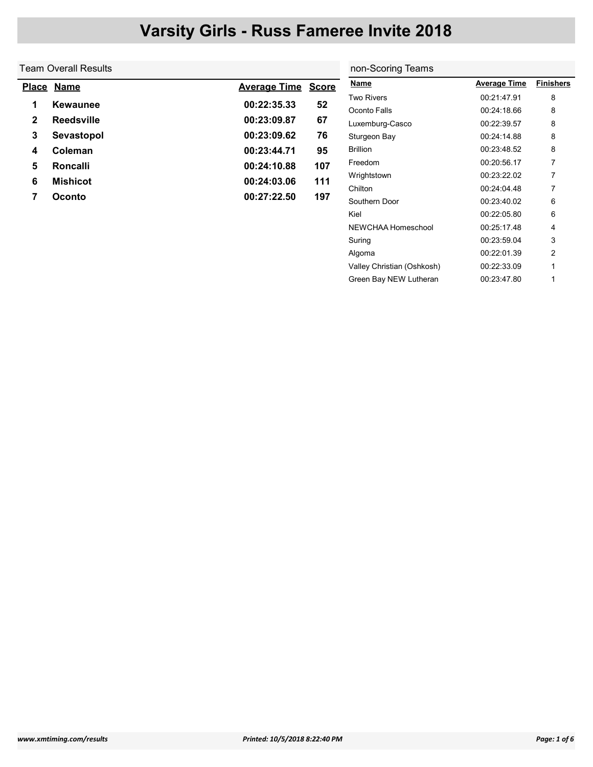# Varsity Girls - Russ Fameree Invite 2018

## Team Overall Results

| Place | Name | Average Time | Score |
|---|---|---|---|
| 1 | Kewaunee | 00:22:35.33 | 52 |
| 2 | Reedsville | 00:23:09.87 | 67 |
| 3 | Sevastopol | 00:23:09.62 | 76 |
| 4 | Coleman | 00:23:44.71 | 95 |
| 5 | Roncalli | 00:24:10.88 | 107 |
| 6 | Mishicot | 00:24:03.06 | 111 |
| 7 | Oconto | 00:27:22.50 | 197 |

## non-Scoring Teams

| Name | Average Time | Finishers |
|---|---|---|
| Two Rivers | 00:21:47.91 | 8 |
| Oconto Falls | 00:24:18.66 | 8 |
| Luxemburg-Casco | 00:22:39.57 | 8 |
| Sturgeon Bay | 00:24:14.88 | 8 |
| Brillion | 00:23:48.52 | 8 |
| Freedom | 00:20:56.17 | 7 |
| Wrightstown | 00:23:22.02 | 7 |
| Chilton | 00:24:04.48 | 7 |
| Southern Door | 00:23:40.02 | 6 |
| Kiel | 00:22:05.80 | 6 |
| NEWCHAA Homeschool | 00:25:17.48 | 4 |
| Suring | 00:23:59.04 | 3 |
| Algoma | 00:22:01.39 | 2 |
| Valley Christian (Oshkosh) | 00:22:33.09 | 1 |
| Green Bay NEW Lutheran | 00:23:47.80 | 1 |

*www.xmtiming.com/results* *Printed: 10/5/2018 8:22:40 PM*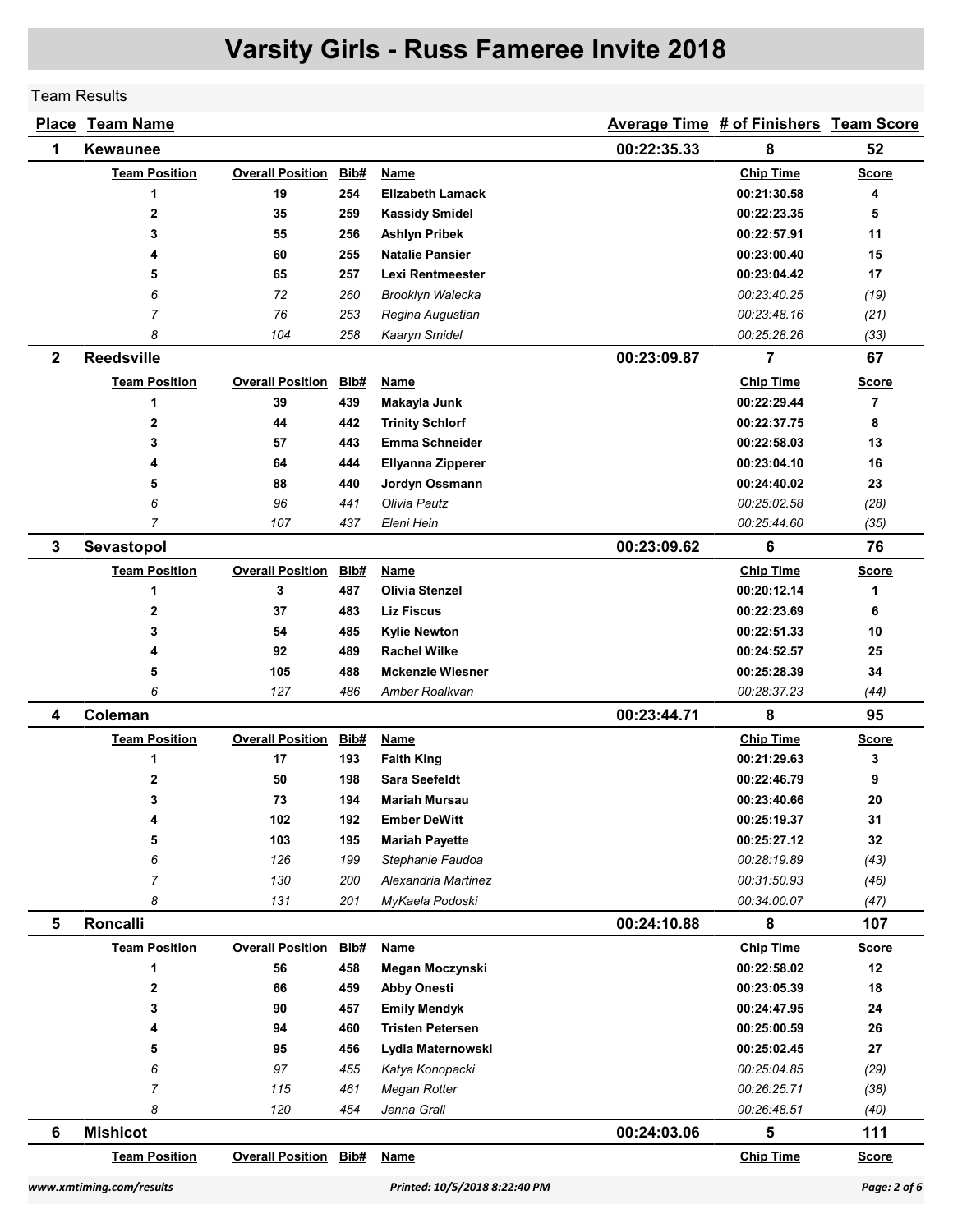# Varsity Girls - Russ Fameree Invite 2018

## Team Results

| Place | Team Name | Average Time | # of Finishers | Team Score |
|---|---|---|---|---|
| 1 | **Kewaunee** | 00:22:35.33 | 8 | 52 |

| Team Position | Overall Position | Bib# | Name | Chip Time | Score |
|---|---|---|---|---|---|
| **1** | **19** | **254** | **Elizabeth Lamack** | **00:21:30.58** | **4** |
| **2** | **35** | **259** | **Kassidy Smidel** | **00:22:23.35** | **5** |
| **3** | **55** | **256** | **Ashlyn Pribek** | **00:22:57.91** | **11** |
| **4** | **60** | **255** | **Natalie Pansier** | **00:23:00.40** | **15** |
| **5** | **65** | **257** | **Lexi Rentmeester** | **00:23:04.42** | **17** |
| *6* | *72* | *260* | *Brooklyn Walecka* | *00:23:40.25* | *(19)* |
| *7* | *76* | *253* | *Regina Augustian* | *00:23:48.16* | *(21)* |
| *8* | *104* | *258* | *Kaaryn Smidel* | *00:25:28.26* | *(33)* |

| Place | Team Name | Average Time | # of Finishers | Team Score |
|---|---|---|---|---|
| 2 | **Reedsville** | 00:23:09.87 | 7 | 67 |

| Team Position | Overall Position | Bib# | Name | Chip Time | Score |
|---|---|---|---|---|---|
| **1** | **39** | **439** | **Makayla Junk** | **00:22:29.44** | **7** |
| **2** | **44** | **442** | **Trinity Schlorf** | **00:22:37.75** | **8** |
| **3** | **57** | **443** | **Emma Schneider** | **00:22:58.03** | **13** |
| **4** | **64** | **444** | **Ellyanna Zipperer** | **00:23:04.10** | **16** |
| **5** | **88** | **440** | **Jordyn Ossmann** | **00:24:40.02** | **23** |
| *6* | *96* | *441* | *Olivia Pautz* | *00:25:02.58* | *(28)* |
| *7* | *107* | *437* | *Eleni Hein* | *00:25:44.60* | *(35)* |

| Place | Team Name | Average Time | # of Finishers | Team Score |
|---|---|---|---|---|
| 3 | **Sevastopol** | 00:23:09.62 | 6 | 76 |

| Team Position | Overall Position | Bib# | Name | Chip Time | Score |
|---|---|---|---|---|---|
| **1** | **3** | **487** | **Olivia Stenzel** | **00:20:12.14** | **1** |
| **2** | **37** | **483** | **Liz Fiscus** | **00:22:23.69** | **6** |
| **3** | **54** | **485** | **Kylie Newton** | **00:22:51.33** | **10** |
| **4** | **92** | **489** | **Rachel Wilke** | **00:24:52.57** | **25** |
| **5** | **105** | **488** | **Mckenzie Wiesner** | **00:25:28.39** | **34** |
| *6* | *127* | *486* | *Amber Roalkvan* | *00:28:37.23* | *(44)* |

| Place | Team Name | Average Time | # of Finishers | Team Score |
|---|---|---|---|---|
| 4 | **Coleman** | 00:23:44.71 | 8 | 95 |

| Team Position | Overall Position | Bib# | Name | Chip Time | Score |
|---|---|---|---|---|---|
| **1** | **17** | **193** | **Faith King** | **00:21:29.63** | **3** |
| **2** | **50** | **198** | **Sara Seefeldt** | **00:22:46.79** | **9** |
| **3** | **73** | **194** | **Mariah Mursau** | **00:23:40.66** | **20** |
| **4** | **102** | **192** | **Ember DeWitt** | **00:25:19.37** | **31** |
| **5** | **103** | **195** | **Mariah Payette** | **00:25:27.12** | **32** |
| *6* | *126* | *199* | *Stephanie Faudoa* | *00:28:19.89* | *(43)* |
| *7* | *130* | *200* | *Alexandria Martinez* | *00:31:50.93* | *(46)* |
| *8* | *131* | *201* | *MyKaela Podoski* | *00:34:00.07* | *(47)* |

| Place | Team Name | Average Time | # of Finishers | Team Score |
|---|---|---|---|---|
| 5 | **Roncalli** | 00:24:10.88 | 8 | 107 |

| Team Position | Overall Position | Bib# | Name | Chip Time | Score |
|---|---|---|---|---|---|
| **1** | **56** | **458** | **Megan Moczynski** | **00:22:58.02** | **12** |
| **2** | **66** | **459** | **Abby Onesti** | **00:23:05.39** | **18** |
| **3** | **90** | **457** | **Emily Mendyk** | **00:24:47.95** | **24** |
| **4** | **94** | **460** | **Tristen Petersen** | **00:25:00.59** | **26** |
| **5** | **95** | **456** | **Lydia Maternowski** | **00:25:02.45** | **27** |
| *6* | *97* | *455* | *Katya Konopacki* | *00:25:04.85* | *(29)* |
| *7* | *115* | *461* | *Megan Rotter* | *00:26:25.71* | *(38)* |
| *8* | *120* | *454* | *Jenna Grall* | *00:26:48.51* | *(40)* |

| Place | Team Name | Average Time | # of Finishers | Team Score |
|---|---|---|---|---|
| 6 | **Mishicot** | 00:24:03.06 | 5 | 111 |

| Team Position | Overall Position | Bib# | Name | Chip Time | Score |
|---|---|---|---|---|---|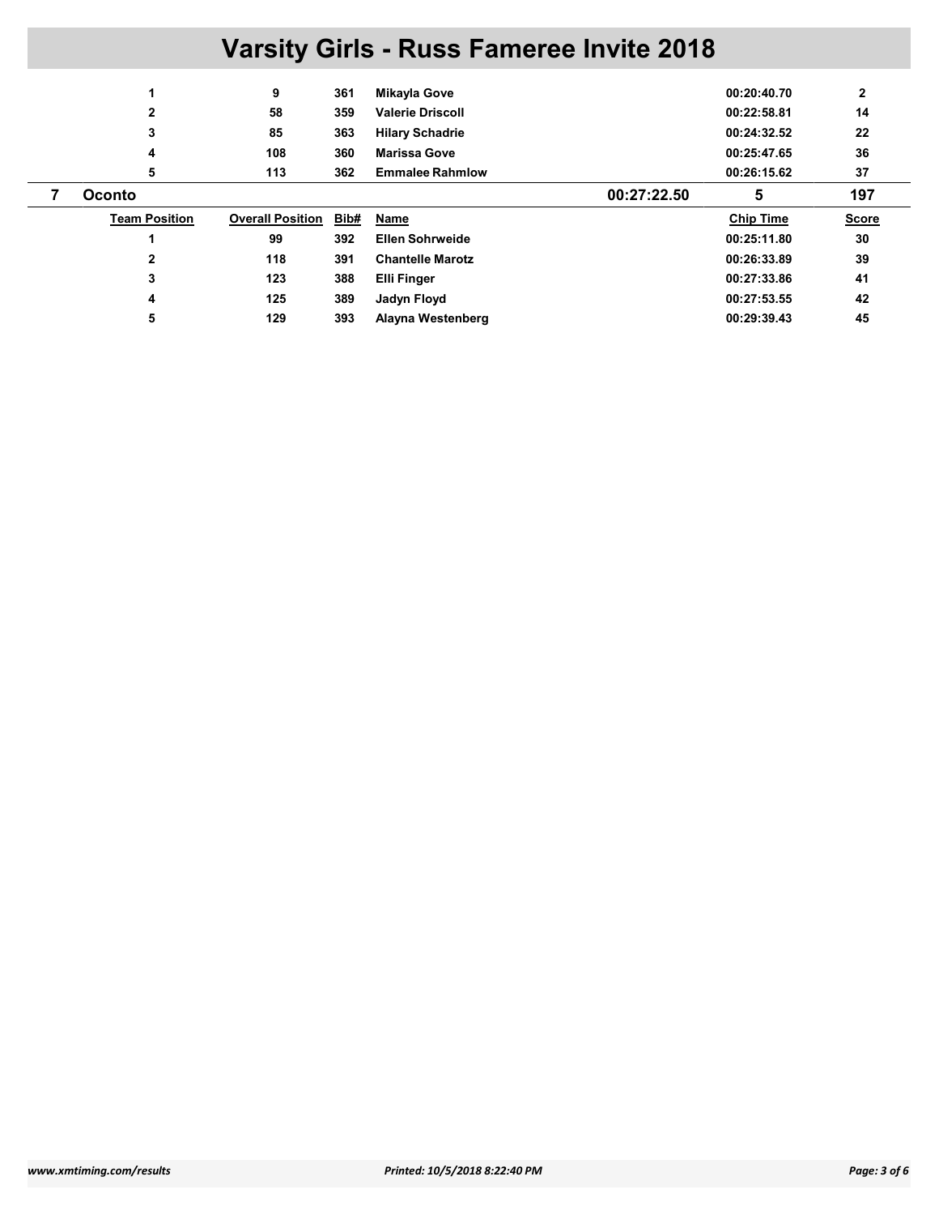# Varsity Girls - Russ Fameree Invite 2018

| Team Position | Overall Position | Bib# | Name | Chip Time | Score |
|---|---|---|---|---|---|
| 1 | 9 | 361 | Mikayla Gove | 00:20:40.70 | 2 |
| 2 | 58 | 359 | Valerie Driscoll | 00:22:58.81 | 14 |
| 3 | 85 | 363 | Hilary Schadrie | 00:24:32.52 | 22 |
| 4 | 108 | 360 | Marissa Gove | 00:25:47.65 | 36 |
| 5 | 113 | 362 | Emmalee Rahmlow | 00:26:15.62 | 37 |

## 7 Oconto — 00:27:22.50 — 5 — 197

| Team Position | Overall Position | Bib# | Name | Chip Time | Score |
|---|---|---|---|---|---|
| 1 | 99 | 392 | Ellen Sohrweide | 00:25:11.80 | 30 |
| 2 | 118 | 391 | Chantelle Marotz | 00:26:33.89 | 39 |
| 3 | 123 | 388 | Elli Finger | 00:27:33.86 | 41 |
| 4 | 125 | 389 | Jadyn Floyd | 00:27:53.55 | 42 |
| 5 | 129 | 393 | Alayna Westenberg | 00:29:39.43 | 45 |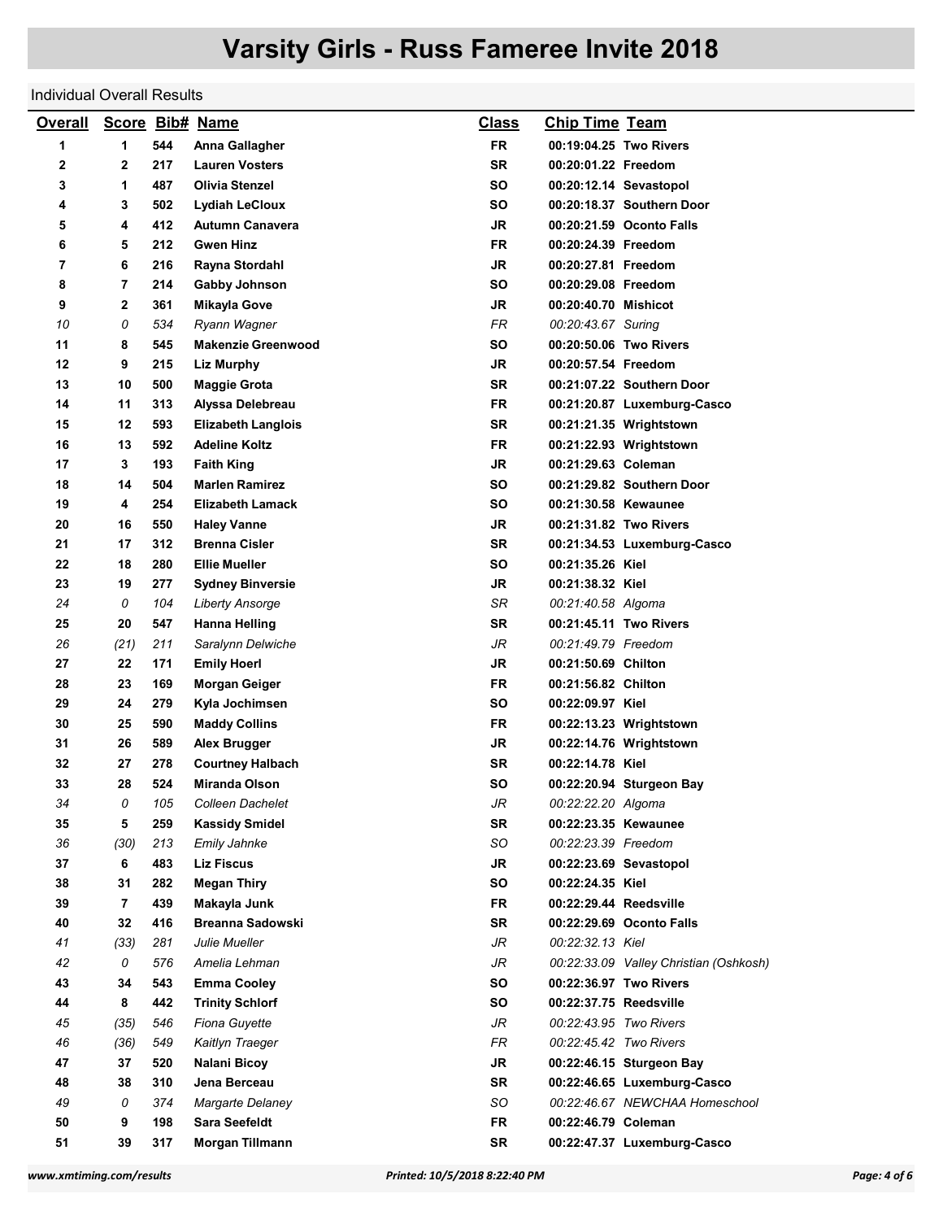# Varsity Girls - Russ Fameree Invite 2018

Individual Overall Results

| Overall | Score | Bib# | Name | Class | Chip Time | Team |
|---|---|---|---|---|---|---|
| 1 | 1 | 544 | Anna Gallagher | FR | 00:19:04.25 | Two Rivers |
| 2 | 2 | 217 | Lauren Vosters | SR | 00:20:01.22 | Freedom |
| 3 | 1 | 487 | Olivia Stenzel | SO | 00:20:12.14 | Sevastopol |
| 4 | 3 | 502 | Lydiah LeCloux | SO | 00:20:18.37 | Southern Door |
| 5 | 4 | 412 | Autumn Canavera | JR | 00:20:21.59 | Oconto Falls |
| 6 | 5 | 212 | Gwen Hinz | FR | 00:20:24.39 | Freedom |
| 7 | 6 | 216 | Rayna Stordahl | JR | 00:20:27.81 | Freedom |
| 8 | 7 | 214 | Gabby Johnson | SO | 00:20:29.08 | Freedom |
| 9 | 2 | 361 | Mikayla Gove | JR | 00:20:40.70 | Mishicot |
| 10 | 0 | 534 | Ryann Wagner | FR | 00:20:43.67 | Suring |
| 11 | 8 | 545 | Makenzie Greenwood | SO | 00:20:50.06 | Two Rivers |
| 12 | 9 | 215 | Liz Murphy | JR | 00:20:57.54 | Freedom |
| 13 | 10 | 500 | Maggie Grota | SR | 00:21:07.22 | Southern Door |
| 14 | 11 | 313 | Alyssa Delebreau | FR | 00:21:20.87 | Luxemburg-Casco |
| 15 | 12 | 593 | Elizabeth Langlois | SR | 00:21:21.35 | Wrightstown |
| 16 | 13 | 592 | Adeline Koltz | FR | 00:21:22.93 | Wrightstown |
| 17 | 3 | 193 | Faith King | JR | 00:21:29.63 | Coleman |
| 18 | 14 | 504 | Marlen Ramirez | SO | 00:21:29.82 | Southern Door |
| 19 | 4 | 254 | Elizabeth Lamack | SO | 00:21:30.58 | Kewaunee |
| 20 | 16 | 550 | Haley Vanne | JR | 00:21:31.82 | Two Rivers |
| 21 | 17 | 312 | Brenna Cisler | SR | 00:21:34.53 | Luxemburg-Casco |
| 22 | 18 | 280 | Ellie Mueller | SO | 00:21:35.26 | Kiel |
| 23 | 19 | 277 | Sydney Binversie | JR | 00:21:38.32 | Kiel |
| 24 | 0 | 104 | Liberty Ansorge | SR | 00:21:40.58 | Algoma |
| 25 | 20 | 547 | Hanna Helling | SR | 00:21:45.11 | Two Rivers |
| 26 | (21) | 211 | Saralynn Delwiche | JR | 00:21:49.79 | Freedom |
| 27 | 22 | 171 | Emily Hoerl | JR | 00:21:50.69 | Chilton |
| 28 | 23 | 169 | Morgan Geiger | FR | 00:21:56.82 | Chilton |
| 29 | 24 | 279 | Kyla Jochimsen | SO | 00:22:09.97 | Kiel |
| 30 | 25 | 590 | Maddy Collins | FR | 00:22:13.23 | Wrightstown |
| 31 | 26 | 589 | Alex Brugger | JR | 00:22:14.76 | Wrightstown |
| 32 | 27 | 278 | Courtney Halbach | SR | 00:22:14.78 | Kiel |
| 33 | 28 | 524 | Miranda Olson | SO | 00:22:20.94 | Sturgeon Bay |
| 34 | 0 | 105 | Colleen Dachelet | JR | 00:22:22.20 | Algoma |
| 35 | 5 | 259 | Kassidy Smidel | SR | 00:22:23.35 | Kewaunee |
| 36 | (30) | 213 | Emily Jahnke | SO | 00:22:23.39 | Freedom |
| 37 | 6 | 483 | Liz Fiscus | JR | 00:22:23.69 | Sevastopol |
| 38 | 31 | 282 | Megan Thiry | SO | 00:22:24.35 | Kiel |
| 39 | 7 | 439 | Makayla Junk | FR | 00:22:29.44 | Reedsville |
| 40 | 32 | 416 | Breanna Sadowski | SR | 00:22:29.69 | Oconto Falls |
| 41 | (33) | 281 | Julie Mueller | JR | 00:22:32.13 | Kiel |
| 42 | 0 | 576 | Amelia Lehman | JR | 00:22:33.09 | Valley Christian (Oshkosh) |
| 43 | 34 | 543 | Emma Cooley | SO | 00:22:36.97 | Two Rivers |
| 44 | 8 | 442 | Trinity Schlorf | SO | 00:22:37.75 | Reedsville |
| 45 | (35) | 546 | Fiona Guyette | JR | 00:22:43.95 | Two Rivers |
| 46 | (36) | 549 | Kaitlyn Traeger | FR | 00:22:45.42 | Two Rivers |
| 47 | 37 | 520 | Nalani Bicoy | JR | 00:22:46.15 | Sturgeon Bay |
| 48 | 38 | 310 | Jena Berceau | SR | 00:22:46.65 | Luxemburg-Casco |
| 49 | 0 | 374 | Margarte Delaney | SO | 00:22:46.67 | NEWCHAA Homeschool |
| 50 | 9 | 198 | Sara Seefeldt | FR | 00:22:46.79 | Coleman |
| 51 | 39 | 317 | Morgan Tillmann | SR | 00:22:47.37 | Luxemburg-Casco |

www.xmtiming.com/results    Printed: 10/5/2018 8:22:40 PM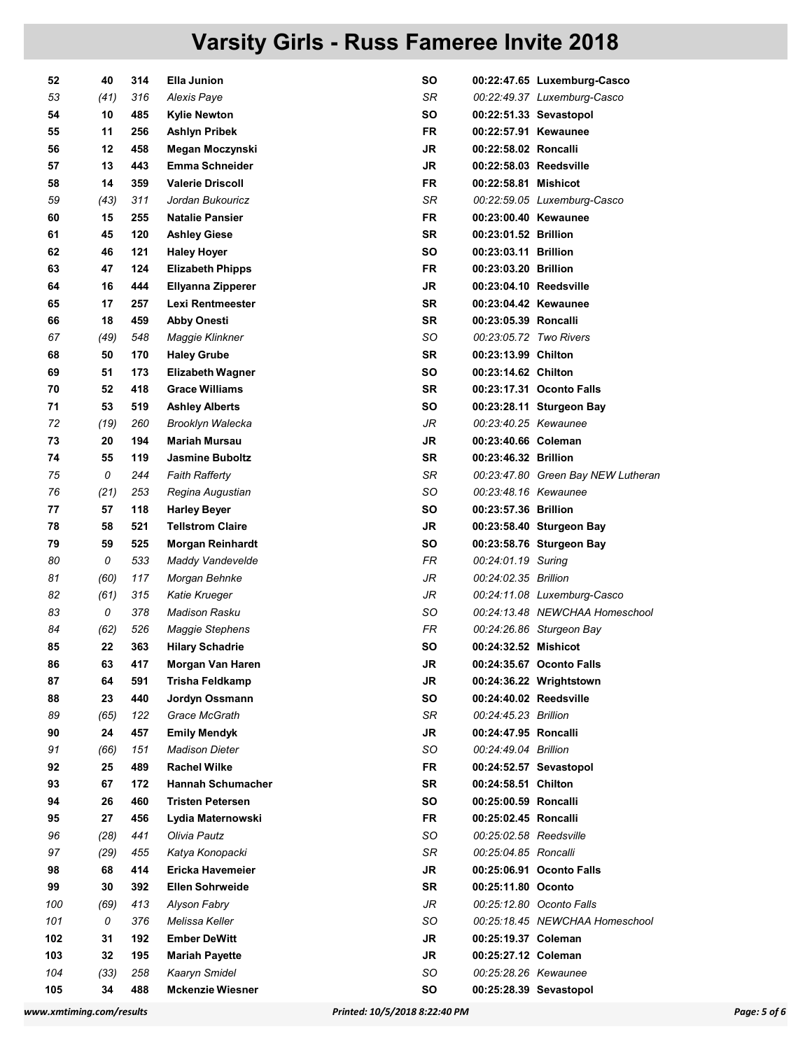# Varsity Girls - Russ Fameree Invite 2018

| | | | | | | |
|---|---|---|---|---|---|---|
| **52** | **40** | **314** | **Ella Junion** | **SO** | **00:22:47.65** | **Luxemburg-Casco** |
| *53* | *(41)* | *316* | *Alexis Paye* | *SR* | *00:22:49.37* | *Luxemburg-Casco* |
| **54** | **10** | **485** | **Kylie Newton** | **SO** | **00:22:51.33** | **Sevastopol** |
| **55** | **11** | **256** | **Ashlyn Pribek** | **FR** | **00:22:57.91** | **Kewaunee** |
| **56** | **12** | **458** | **Megan Moczynski** | **JR** | **00:22:58.02** | **Roncalli** |
| **57** | **13** | **443** | **Emma Schneider** | **JR** | **00:22:58.03** | **Reedsville** |
| **58** | **14** | **359** | **Valerie Driscoll** | **FR** | **00:22:58.81** | **Mishicot** |
| *59* | *(43)* | *311* | *Jordan Bukouricz* | *SR* | *00:22:59.05* | *Luxemburg-Casco* |
| **60** | **15** | **255** | **Natalie Pansier** | **FR** | **00:23:00.40** | **Kewaunee** |
| **61** | **45** | **120** | **Ashley Giese** | **SR** | **00:23:01.52** | **Brillion** |
| **62** | **46** | **121** | **Haley Hoyer** | **SO** | **00:23:03.11** | **Brillion** |
| **63** | **47** | **124** | **Elizabeth Phipps** | **FR** | **00:23:03.20** | **Brillion** |
| **64** | **16** | **444** | **Ellyanna Zipperer** | **JR** | **00:23:04.10** | **Reedsville** |
| **65** | **17** | **257** | **Lexi Rentmeester** | **SR** | **00:23:04.42** | **Kewaunee** |
| **66** | **18** | **459** | **Abby Onesti** | **SR** | **00:23:05.39** | **Roncalli** |
| *67* | *(49)* | *548* | *Maggie Klinkner* | *SO* | *00:23:05.72* | *Two Rivers* |
| **68** | **50** | **170** | **Haley Grube** | **SR** | **00:23:13.99** | **Chilton** |
| **69** | **51** | **173** | **Elizabeth Wagner** | **SO** | **00:23:14.62** | **Chilton** |
| **70** | **52** | **418** | **Grace Williams** | **SR** | **00:23:17.31** | **Oconto Falls** |
| **71** | **53** | **519** | **Ashley Alberts** | **SO** | **00:23:28.11** | **Sturgeon Bay** |
| *72* | *(19)* | *260* | *Brooklyn Walecka* | *JR* | *00:23:40.25* | *Kewaunee* |
| **73** | **20** | **194** | **Mariah Mursau** | **JR** | **00:23:40.66** | **Coleman** |
| **74** | **55** | **119** | **Jasmine Buboltz** | **SR** | **00:23:46.32** | **Brillion** |
| *75* | *0* | *244* | *Faith Rafferty* | *SR* | *00:23:47.80* | *Green Bay NEW Lutheran* |
| *76* | *(21)* | *253* | *Regina Augustian* | *SO* | *00:23:48.16* | *Kewaunee* |
| **77** | **57** | **118** | **Harley Beyer** | **SO** | **00:23:57.36** | **Brillion** |
| **78** | **58** | **521** | **Tellstrom Claire** | **JR** | **00:23:58.40** | **Sturgeon Bay** |
| **79** | **59** | **525** | **Morgan Reinhardt** | **SO** | **00:23:58.76** | **Sturgeon Bay** |
| *80* | *0* | *533* | *Maddy Vandevelde* | *FR* | *00:24:01.19* | *Suring* |
| *81* | *(60)* | *117* | *Morgan Behnke* | *JR* | *00:24:02.35* | *Brillion* |
| *82* | *(61)* | *315* | *Katie Krueger* | *JR* | *00:24:11.08* | *Luxemburg-Casco* |
| *83* | *0* | *378* | *Madison Rasku* | *SO* | *00:24:13.48* | *NEWCHAA Homeschool* |
| *84* | *(62)* | *526* | *Maggie Stephens* | *FR* | *00:24:26.86* | *Sturgeon Bay* |
| **85** | **22** | **363** | **Hilary Schadrie** | **SO** | **00:24:32.52** | **Mishicot** |
| **86** | **63** | **417** | **Morgan Van Haren** | **JR** | **00:24:35.67** | **Oconto Falls** |
| **87** | **64** | **591** | **Trisha Feldkamp** | **JR** | **00:24:36.22** | **Wrightstown** |
| **88** | **23** | **440** | **Jordyn Ossmann** | **SO** | **00:24:40.02** | **Reedsville** |
| *89* | *(65)* | *122* | *Grace McGrath* | *SR* | *00:24:45.23* | *Brillion* |
| **90** | **24** | **457** | **Emily Mendyk** | **JR** | **00:24:47.95** | **Roncalli** |
| *91* | *(66)* | *151* | *Madison Dieter* | *SO* | *00:24:49.04* | *Brillion* |
| **92** | **25** | **489** | **Rachel Wilke** | **FR** | **00:24:52.57** | **Sevastopol** |
| **93** | **67** | **172** | **Hannah Schumacher** | **SR** | **00:24:58.51** | **Chilton** |
| **94** | **26** | **460** | **Tristen Petersen** | **SO** | **00:25:00.59** | **Roncalli** |
| **95** | **27** | **456** | **Lydia Maternowski** | **FR** | **00:25:02.45** | **Roncalli** |
| *96* | *(28)* | *441* | *Olivia Pautz* | *SO* | *00:25:02.58* | *Reedsville* |
| *97* | *(29)* | *455* | *Katya Konopacki* | *SR* | *00:25:04.85* | *Roncalli* |
| **98** | **68** | **414** | **Ericka Havemeier** | **JR** | **00:25:06.91** | **Oconto Falls** |
| **99** | **30** | **392** | **Ellen Sohrweide** | **SR** | **00:25:11.80** | **Oconto** |
| *100* | *(69)* | *413* | *Alyson Fabry* | *JR* | *00:25:12.80* | *Oconto Falls* |
| *101* | *0* | *376* | *Melissa Keller* | *SO* | *00:25:18.45* | *NEWCHAA Homeschool* |
| **102** | **31** | **192** | **Ember DeWitt** | **JR** | **00:25:19.37** | **Coleman** |
| **103** | **32** | **195** | **Mariah Payette** | **JR** | **00:25:27.12** | **Coleman** |
| *104* | *(33)* | *258* | *Kaaryn Smidel* | *SO* | *00:25:28.26* | *Kewaunee* |
| **105** | **34** | **488** | **Mckenzie Wiesner** | **SO** | **00:25:28.39** | **Sevastopol** |

www.xmtiming.com/results | Printed: 10/5/2018 8:22:40 PM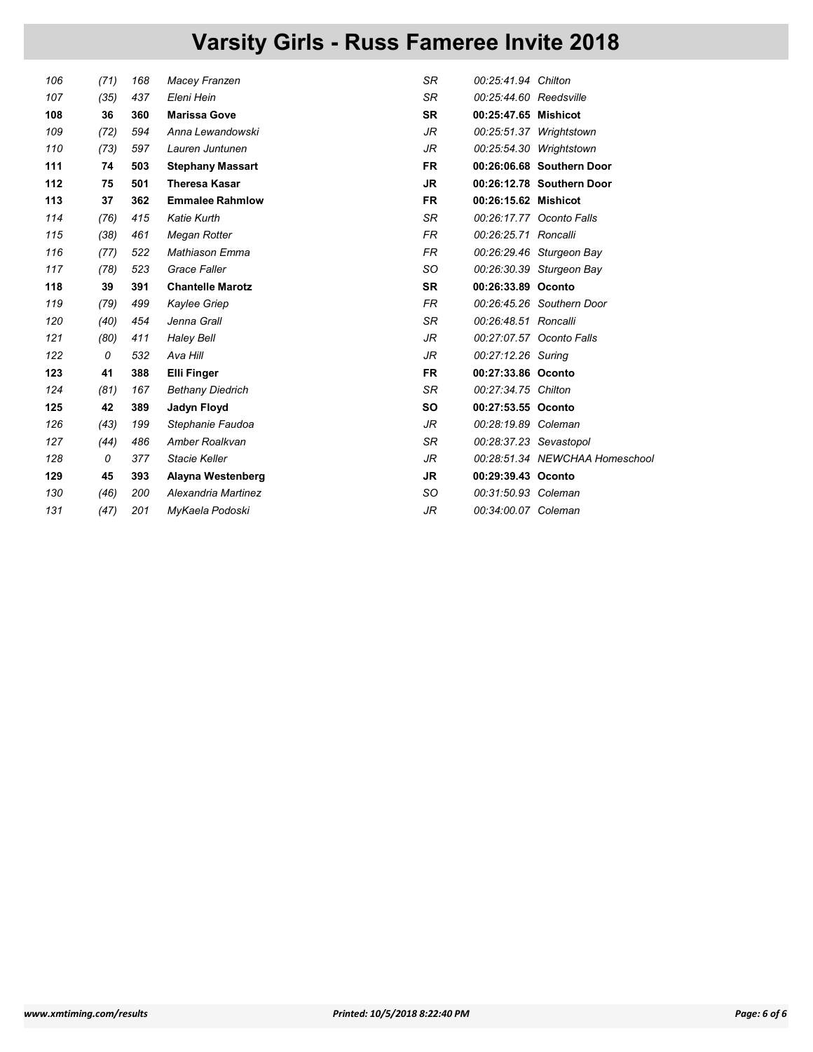# Varsity Girls - Russ Fameree Invite 2018

| | | | | | | |
|---|---|---|---|---|---|---|
| *106* | *(71)* | *168* | *Macey Franzen* | *SR* | *00:25:41.94* | *Chilton* |
| *107* | *(35)* | *437* | *Eleni Hein* | *SR* | *00:25:44.60* | *Reedsville* |
| **108** | **36** | **360** | **Marissa Gove** | **SR** | **00:25:47.65** | **Mishicot** |
| *109* | *(72)* | *594* | *Anna Lewandowski* | *JR* | *00:25:51.37* | *Wrightstown* |
| *110* | *(73)* | *597* | *Lauren Juntunen* | *JR* | *00:25:54.30* | *Wrightstown* |
| **111** | **74** | **503** | **Stephany Massart** | **FR** | **00:26:06.68** | **Southern Door** |
| **112** | **75** | **501** | **Theresa Kasar** | **JR** | **00:26:12.78** | **Southern Door** |
| **113** | **37** | **362** | **Emmalee Rahmlow** | **FR** | **00:26:15.62** | **Mishicot** |
| *114* | *(76)* | *415* | *Katie Kurth* | *SR* | *00:26:17.77* | *Oconto Falls* |
| *115* | *(38)* | *461* | *Megan Rotter* | *FR* | *00:26:25.71* | *Roncalli* |
| *116* | *(77)* | *522* | *Mathiason Emma* | *FR* | *00:26:29.46* | *Sturgeon Bay* |
| *117* | *(78)* | *523* | *Grace Faller* | *SO* | *00:26:30.39* | *Sturgeon Bay* |
| **118** | **39** | **391** | **Chantelle Marotz** | **SR** | **00:26:33.89** | **Oconto** |
| *119* | *(79)* | *499* | *Kaylee Griep* | *FR* | *00:26:45.26* | *Southern Door* |
| *120* | *(40)* | *454* | *Jenna Grall* | *SR* | *00:26:48.51* | *Roncalli* |
| *121* | *(80)* | *411* | *Haley Bell* | *JR* | *00:27:07.57* | *Oconto Falls* |
| *122* | *0* | *532* | *Ava Hill* | *JR* | *00:27:12.26* | *Suring* |
| **123** | **41** | **388** | **Elli Finger** | **FR** | **00:27:33.86** | **Oconto** |
| *124* | *(81)* | *167* | *Bethany Diedrich* | *SR* | *00:27:34.75* | *Chilton* |
| **125** | **42** | **389** | **Jadyn Floyd** | **SO** | **00:27:53.55** | **Oconto** |
| *126* | *(43)* | *199* | *Stephanie Faudoa* | *JR* | *00:28:19.89* | *Coleman* |
| *127* | *(44)* | *486* | *Amber Roalkvan* | *SR* | *00:28:37.23* | *Sevastopol* |
| *128* | *0* | *377* | *Stacie Keller* | *JR* | *00:28:51.34* | *NEWCHAA Homeschool* |
| **129** | **45** | **393** | **Alayna Westenberg** | **JR** | **00:29:39.43** | **Oconto** |
| *130* | *(46)* | *200* | *Alexandria Martinez* | *SO* | *00:31:50.93* | *Coleman* |
| *131* | *(47)* | *201* | *MyKaela Podoski* | *JR* | *00:34:00.07* | *Coleman* |

*www.xmtiming.com/results* *Printed: 10/5/2018 8:22:40 PM*